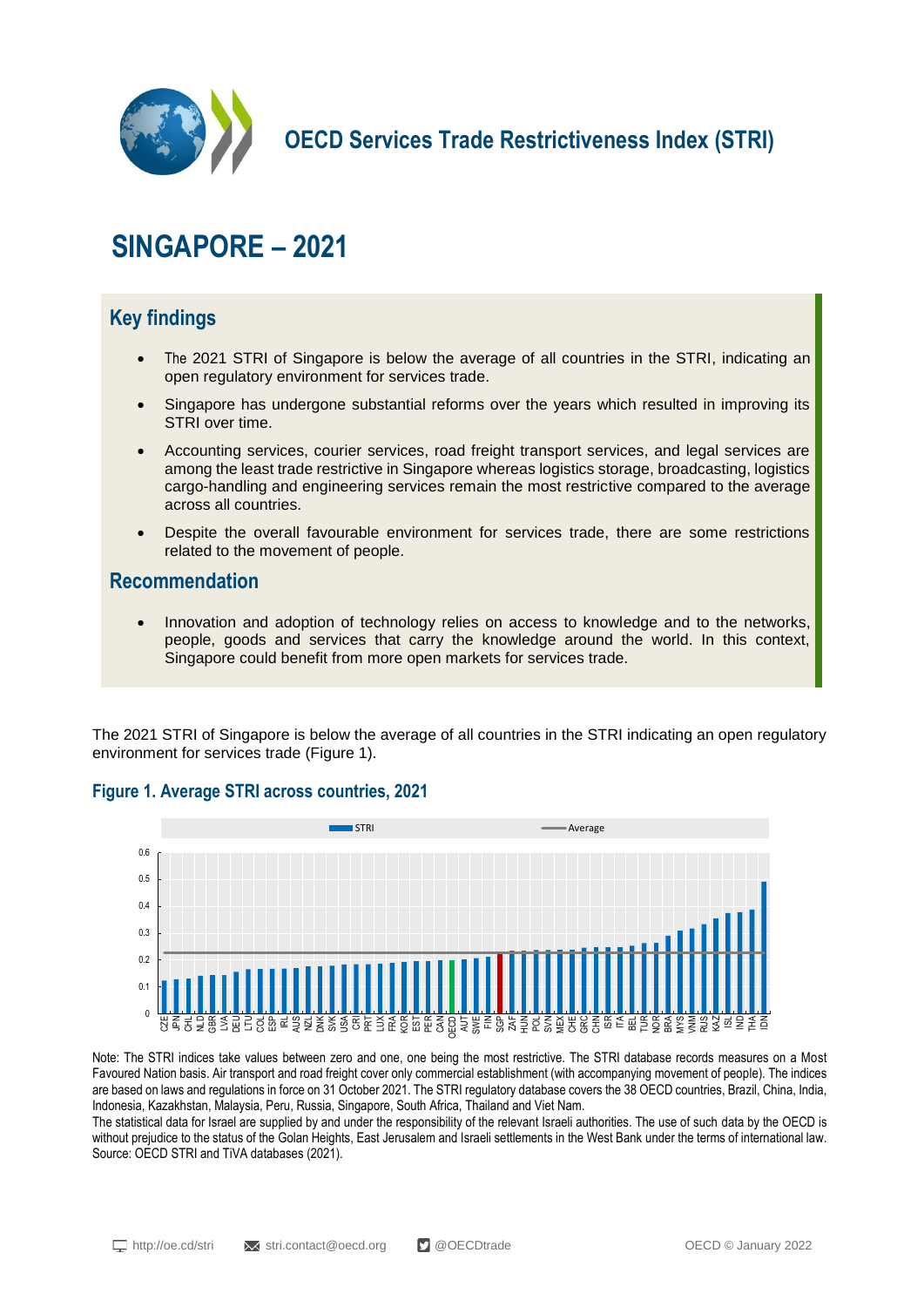# OECD Services Trade Restrictiveness Index (STRI)

# SINGAPORE – 2021

## Key findings

- The 2021 STRI of Singapore is below the average of all countries in the STRI, indicating an open regulatory environment for services trade.
- Singapore has undergone substantial reforms over the years which resulted in improving its STRI over time.
- Accounting services, courier services, road freight transport services, and legal services are among the least trade restrictive in Singapore whereas logistics storage, broadcasting, logistics cargo-handling and engineering services remain the most restrictive compared to the average across all countries.
- Despite the overall favourable environment for services trade, there are some restrictions related to the movement of people.

## Recommendation

- Innovation and adoption of technology relies on access to knowledge and to the networks, people, goods and services that carry the knowledge around the world. In this context, Singapore could benefit from more open markets for services trade.

The 2021 STRI of Singapore is below the average of all countries in the STRI indicating an open regulatory environment for services trade (Figure 1).

### Figure 1. Average STRI across countries, 2021

Note: The STRI indices take values between zero and one, one being the most restrictive. The STRI database records measures on a Most Favoured Nation basis. Air transport and road freight cover only commercial establishment (with accompanying movement of people). The indices are based on laws and regulations in force on 31 October 2021. The STRI regulatory database covers the 38 OECD countries, Brazil, China, India, Indonesia, Kazakhstan, Malaysia, Peru, Russia, Singapore, South Africa, Thailand and Viet Nam.

The statistical data for Israel are supplied by and under the responsibility of the relevant Israeli authorities. The use of such data by the OECD is without prejudice to the status of the Golan Heights, East Jerusalem and Israeli settlements in the West Bank under the terms of international law.

Source: OECD STRI and TiVA databases (2021).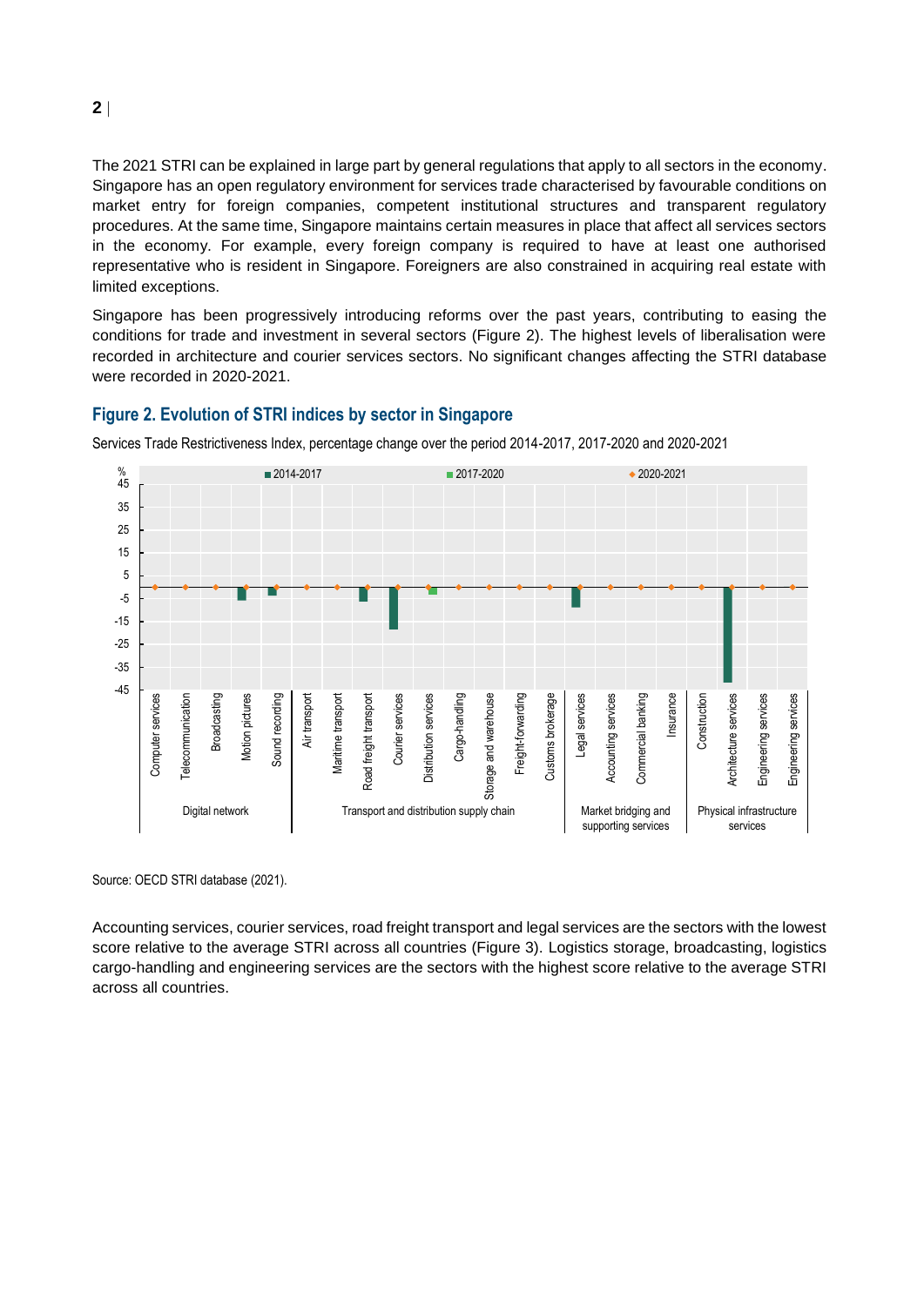The 2021 STRI can be explained in large part by general regulations that apply to all sectors in the economy. Singapore has an open regulatory environment for services trade characterised by favourable conditions on market entry for foreign companies, competent institutional structures and transparent regulatory procedures. At the same time, Singapore maintains certain measures in place that affect all services sectors in the economy. For example, every foreign company is required to have at least one authorised representative who is resident in Singapore. Foreigners are also constrained in acquiring real estate with limited exceptions.

Singapore has been progressively introducing reforms over the past years, contributing to easing the conditions for trade and investment in several sectors (Figure 2). The highest levels of liberalisation were recorded in architecture and courier services sectors. No significant changes affecting the STRI database were recorded in 2020-2021.

## Figure 2. Evolution of STRI indices by sector in Singapore

Services Trade Restrictiveness Index, percentage change over the period 2014-2017, 2017-2020 and 2020-2021

Source: OECD STRI database (2021).

Accounting services, courier services, road freight transport and legal services are the sectors with the lowest score relative to the average STRI across all countries (Figure 3). Logistics storage, broadcasting, logistics cargo-handling and engineering services are the sectors with the highest score relative to the average STRI across all countries.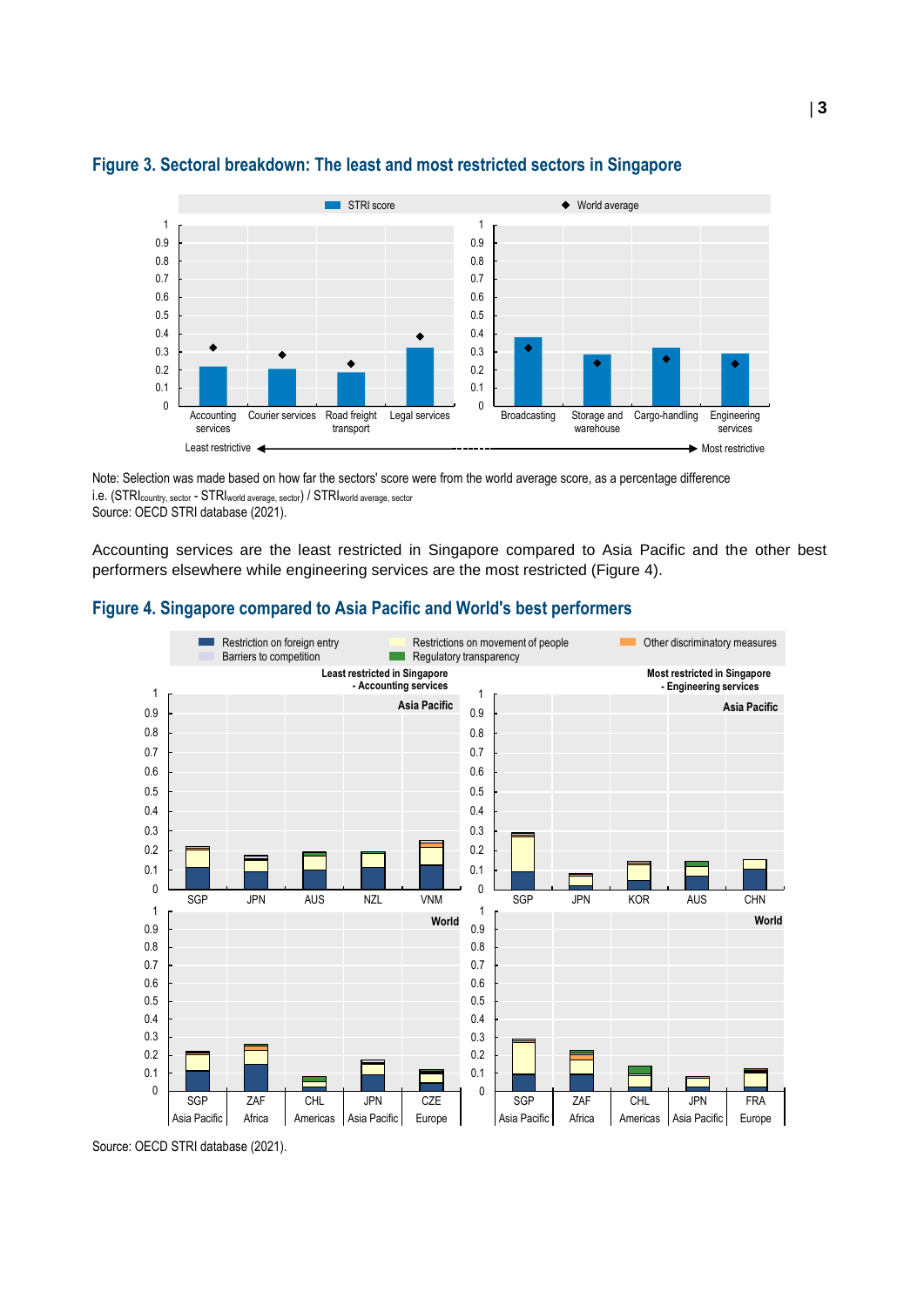### Figure 3. Sectoral breakdown: The least and most restricted sectors in Singapore

Note: Selection was made based on how far the sectors' score were from the world average score, as a percentage difference i.e. $(STRI_{country,\ sector} - STRI_{world\ average,\ sector}) / STRI_{world\ average,\ sector}$

Source: OECD STRI database (2021).

Accounting services are the least restricted in Singapore compared to Asia Pacific and the other best performers elsewhere while engineering services are the most restricted (Figure 4).

### Figure 4. Singapore compared to Asia Pacific and World's best performers

Source: OECD STRI database (2021).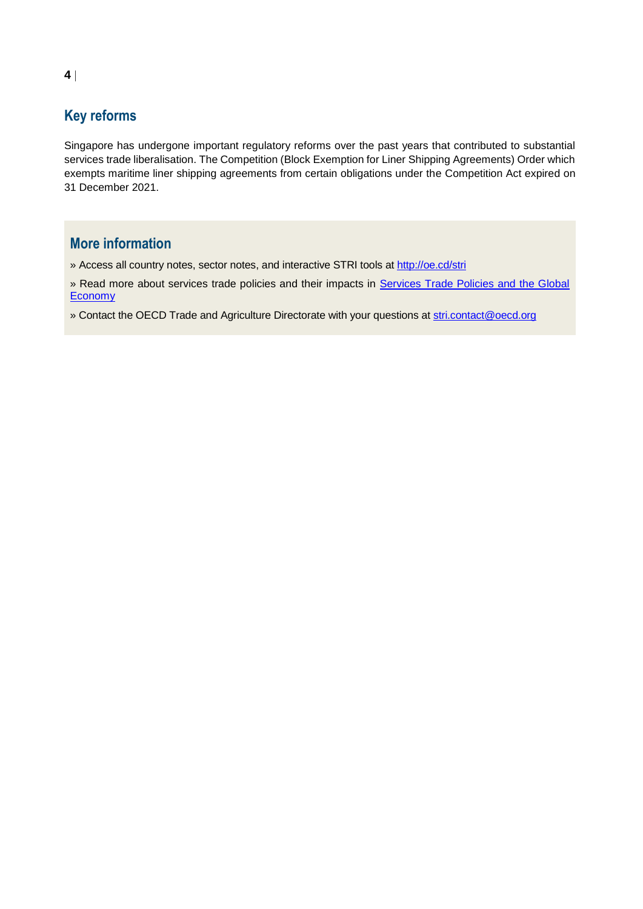## Key reforms

Singapore has undergone important regulatory reforms over the past years that contributed to substantial services trade liberalisation. The Competition (Block Exemption for Liner Shipping Agreements) Order which exempts maritime liner shipping agreements from certain obligations under the Competition Act expired on 31 December 2021.

## More information

» Access all country notes, sector notes, and interactive STRI tools at [http://oe.cd/stri](http://oe.cd/stri)

» Read more about services trade policies and their impacts in [Services Trade Policies and the Global Economy](#)

» Contact the OECD Trade and Agriculture Directorate with your questions at [stri.contact@oecd.org](mailto:stri.contact@oecd.org)